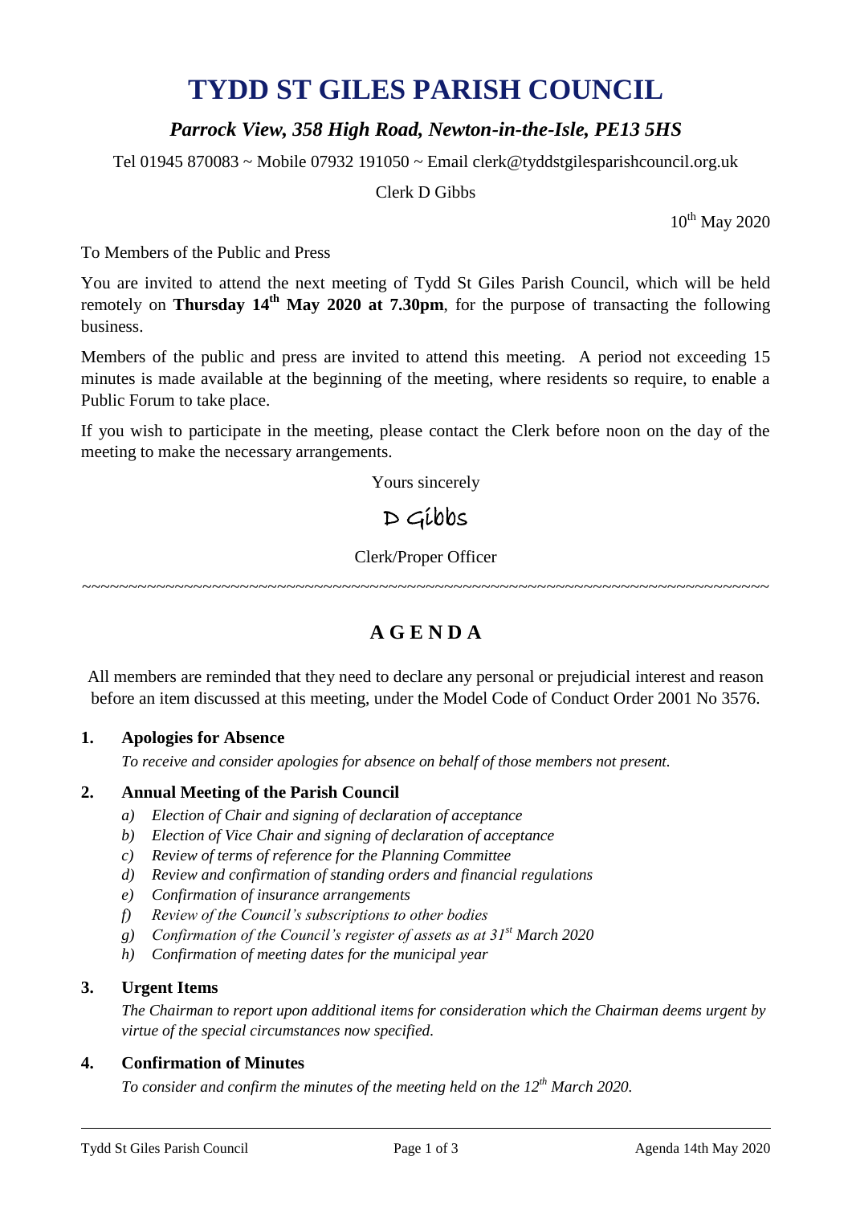# TYDD ST GILES PARISH COUNCIL

### *Parrock View, 358 High Road, Newton-in-the-Isle, PE13 5HS*

Tel 01945 870083 ~ Mobile 07932 191050 ~ Email clerk@tyddstgilesparishcouncil.org.uk

Clerk D Gibbs

10th May 2020

To Members of the Public and Press

You are invited to attend the next meeting of Tydd St Giles Parish Council, which will be held remotely on **Thursday 14th May 2020 at 7.30pm**, for the purpose of transacting the following business.

Members of the public and press are invited to attend this meeting. A period not exceeding 15 minutes is made available at the beginning of the meeting, where residents so require, to enable a Public Forum to take place.

If you wish to participate in the meeting, please contact the Clerk before noon on the day of the meeting to make the necessary arrangements.

Yours sincerely

D Gibbs

Clerk/Proper Officer

~~~~~~~~~~~~~~~~~~~~~~~~~~~~~~~~~~~~~~~~~~~~~~~~~~~~~~~~~~~~~~~~~~~~~~~~~~~~

## A G E N D A

All members are reminded that they need to declare any personal or prejudicial interest and reason before an item discussed at this meeting, under the Model Code of Conduct Order 2001 No 3576.

**1. Apologies for Absence**

*To receive and consider apologies for absence on behalf of those members not present.*

**2. Annual Meeting of the Parish Council**

- *a) Election of Chair and signing of declaration of acceptance*
- *b) Election of Vice Chair and signing of declaration of acceptance*
- *c) Review of terms of reference for the Planning Committee*
- *d) Review and confirmation of standing orders and financial regulations*
- *e) Confirmation of insurance arrangements*
- *f) Review of the Council's subscriptions to other bodies*
- *g) Confirmation of the Council's register of assets as at 31st March 2020*
- *h) Confirmation of meeting dates for the municipal year*

**3. Urgent Items**

*The Chairman to report upon additional items for consideration which the Chairman deems urgent by virtue of the special circumstances now specified.*

**4. Confirmation of Minutes**

*To consider and confirm the minutes of the meeting held on the 12th March 2020.*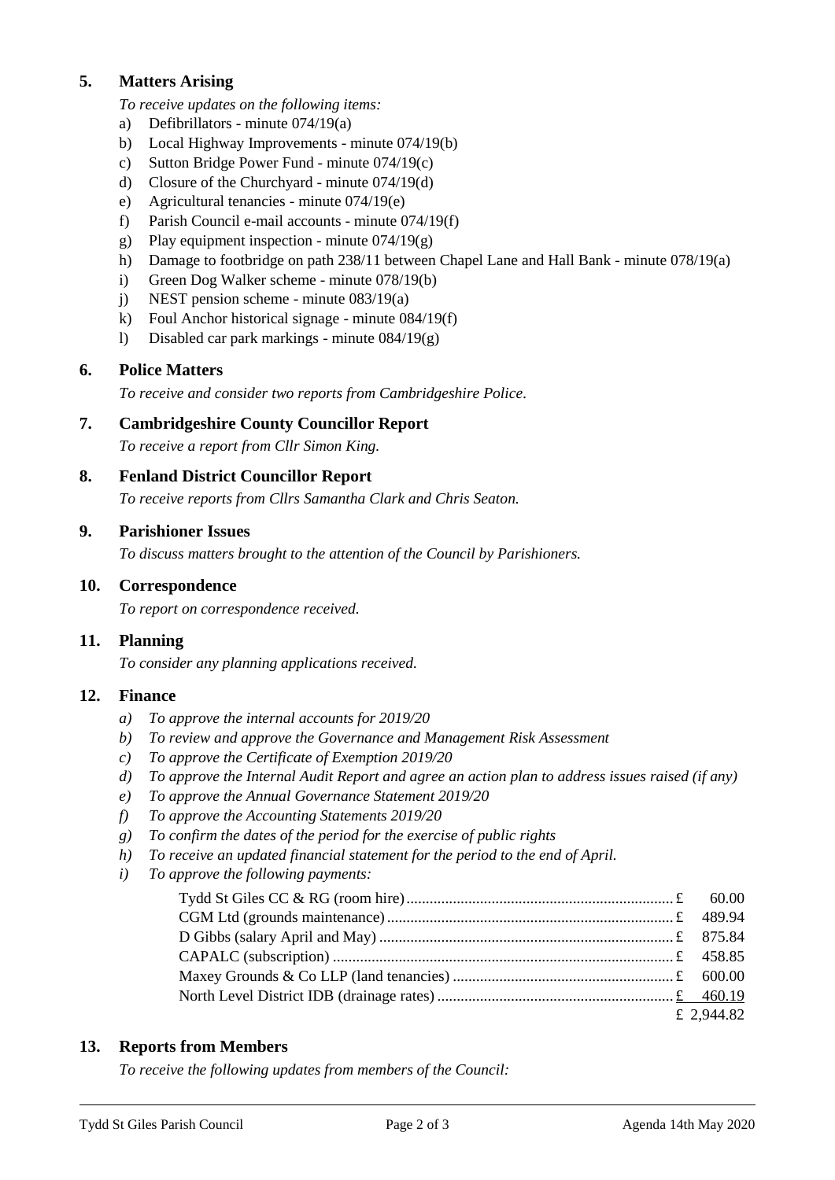## 5. Matters Arising

*To receive updates on the following items:*

a) Defibrillators - minute 074/19(a)
b) Local Highway Improvements - minute 074/19(b)
c) Sutton Bridge Power Fund - minute 074/19(c)
d) Closure of the Churchyard - minute 074/19(d)
e) Agricultural tenancies - minute 074/19(e)
f) Parish Council e-mail accounts - minute 074/19(f)
g) Play equipment inspection - minute 074/19(g)
h) Damage to footbridge on path 238/11 between Chapel Lane and Hall Bank - minute 078/19(a)
i) Green Dog Walker scheme - minute 078/19(b)
j) NEST pension scheme - minute 083/19(a)
k) Foul Anchor historical signage - minute 084/19(f)
l) Disabled car park markings - minute 084/19(g)

## 6. Police Matters

*To receive and consider two reports from Cambridgeshire Police.*

## 7. Cambridgeshire County Councillor Report

*To receive a report from Cllr Simon King.*

## 8. Fenland District Councillor Report

*To receive reports from Cllrs Samantha Clark and Chris Seaton.*

## 9. Parishioner Issues

*To discuss matters brought to the attention of the Council by Parishioners.*

## 10. Correspondence

*To report on correspondence received.*

## 11. Planning

*To consider any planning applications received.*

## 12. Finance

*a) To approve the internal accounts for 2019/20*
*b) To review and approve the Governance and Management Risk Assessment*
*c) To approve the Certificate of Exemption 2019/20*
*d) To approve the Internal Audit Report and agree an action plan to address issues raised (if any)*
*e) To approve the Annual Governance Statement 2019/20*
*f) To approve the Accounting Statements 2019/20*
*g) To confirm the dates of the period for the exercise of public rights*
*h) To receive an updated financial statement for the period to the end of April.*
*i) To approve the following payments:*

| Payee | Amount |
|---|---|
| Tydd St Giles CC & RG (room hire) | £ 60.00 |
| CGM Ltd (grounds maintenance) | £ 489.94 |
| D Gibbs (salary April and May) | £ 875.84 |
| CAPALC (subscription) | £ 458.85 |
| Maxey Grounds & Co LLP (land tenancies) | £ 600.00 |
| North Level District IDB (drainage rates) | £ 460.19 |
| | £ 2,944.82 |

## 13. Reports from Members

*To receive the following updates from members of the Council:*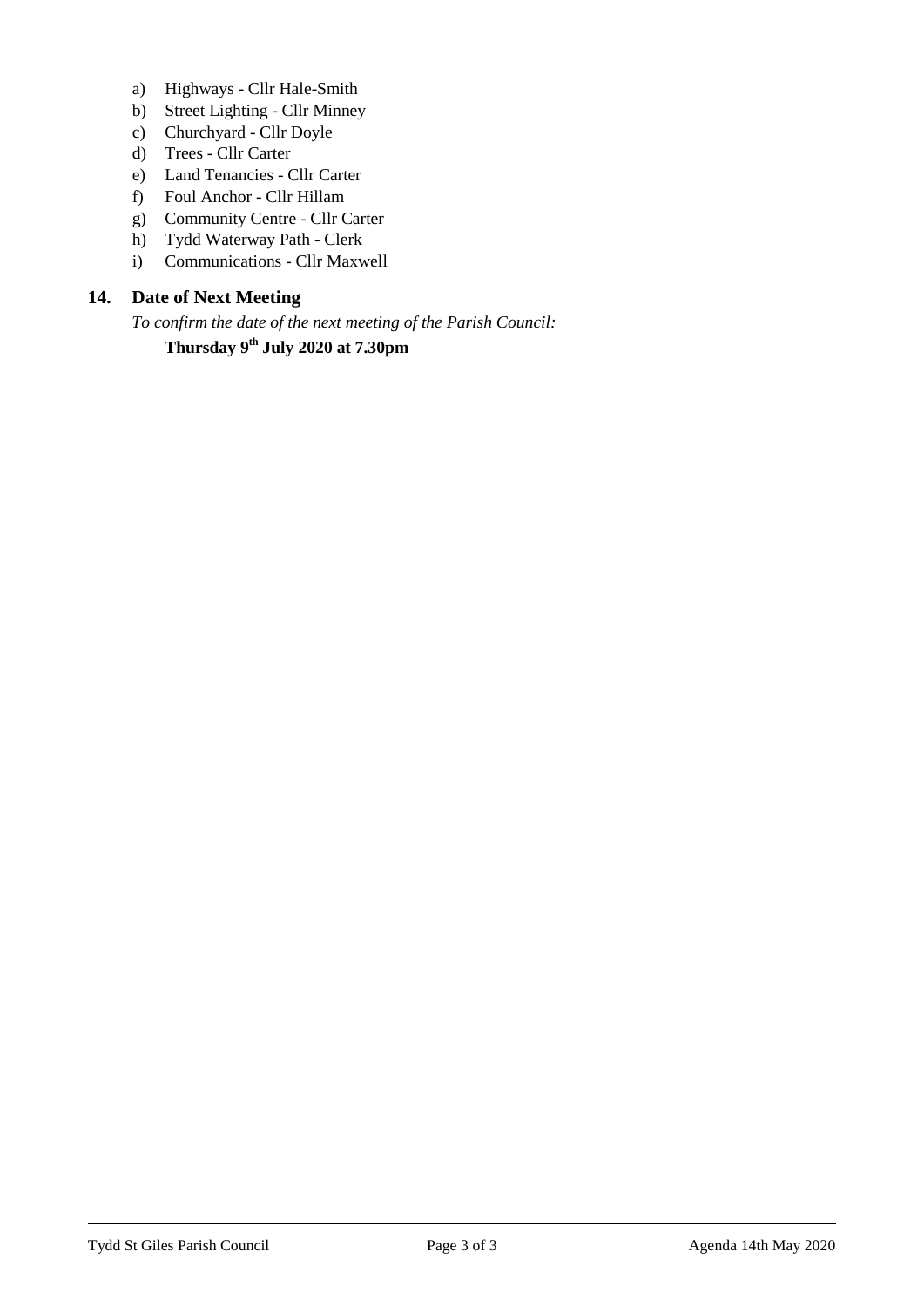a) Highways - Cllr Hale-Smith
b) Street Lighting - Cllr Minney
c) Churchyard - Cllr Doyle
d) Trees - Cllr Carter
e) Land Tenancies - Cllr Carter
f) Foul Anchor - Cllr Hillam
g) Community Centre - Cllr Carter
h) Tydd Waterway Path - Clerk
i) Communications - Cllr Maxwell

## 14. Date of Next Meeting

*To confirm the date of the next meeting of the Parish Council:*

**Thursday 9th July 2020 at 7.30pm**